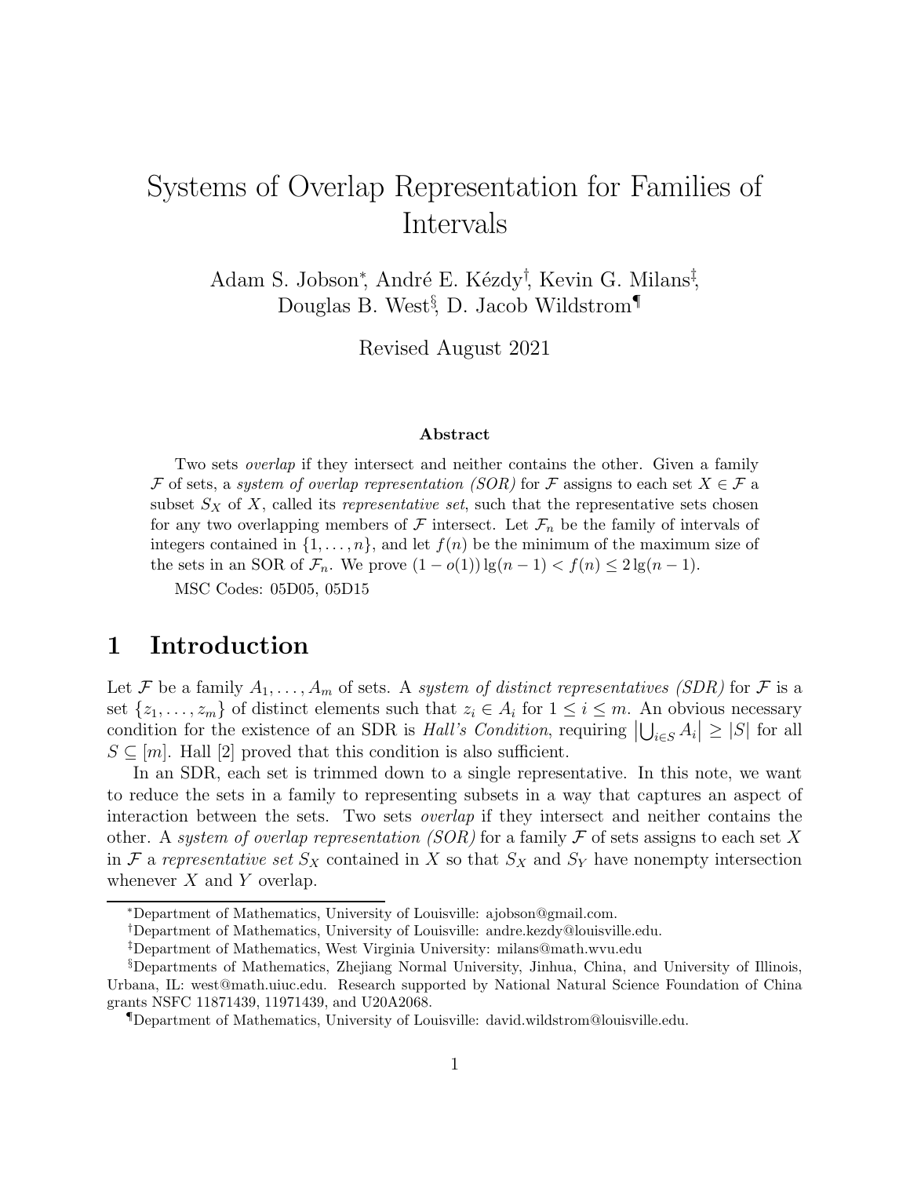# Systems of Overlap Representation for Families of Intervals

Adam S. Jobson[*], André E. Kézdy[†], Kevin G. Milans[‡], Douglas B. West[§], D. Jacob Wildstrom[¶]

Revised August 2021

### Abstract

Two sets *overlap* if they intersect and neither contains the other. Given a family $\mathcal{F}$ of sets, a *system of overlap representation (SOR)* for $\mathcal{F}$ assigns to each set $X \in \mathcal{F}$ a subset $S_X$ of $X$, called its *representative set*, such that the representative sets chosen for any two overlapping members of $\mathcal{F}$ intersect. Let $\mathcal{F}_n$ be the family of intervals of integers contained in $\{1, \dots, n\}$, and let $f(n)$ be the minimum of the maximum size of the sets in an SOR of $\mathcal{F}_n$. We prove $(1 - o(1)) \lg(n-1) < f(n) \le 2 \lg(n-1)$.

MSC Codes: 05D05, 05D15

## 1 Introduction

Let $\mathcal{F}$ be a family $A_1, \dots, A_m$ of sets. A *system of distinct representatives (SDR)* for $\mathcal{F}$ is a set $\{z_1, \dots, z_m\}$ of distinct elements such that $z_i \in A_i$ for $1 \le i \le m$. An obvious necessary condition for the existence of an SDR is *Hall's Condition*, requiring $\left|\bigcup_{i \in S} A_i\right| \ge |S|$ for all $S \subseteq [m]$. Hall [2] proved that this condition is also sufficient.

In an SDR, each set is trimmed down to a single representative. In this note, we want to reduce the sets in a family to representing subsets in a way that captures an aspect of interaction between the sets. Two sets *overlap* if they intersect and neither contains the other. A *system of overlap representation (SOR)* for a family $\mathcal{F}$ of sets assigns to each set $X$ in $\mathcal{F}$ a *representative set* $S_X$ contained in $X$ so that $S_X$ and $S_Y$ have nonempty intersection whenever $X$ and $Y$ overlap.

---

[*] Department of Mathematics, University of Louisville: ajobson@gmail.com.

[†] Department of Mathematics, University of Louisville: andre.kezdy@louisville.edu.

[‡] Department of Mathematics, West Virginia University: milans@math.wvu.edu

[§] Departments of Mathematics, Zhejiang Normal University, Jinhua, China, and University of Illinois, Urbana, IL: west@math.uiuc.edu. Research supported by National Natural Science Foundation of China grants NSFC 11871439, 11971439, and U20A2068.

[¶] Department of Mathematics, University of Louisville: david.wildstrom@louisville.edu.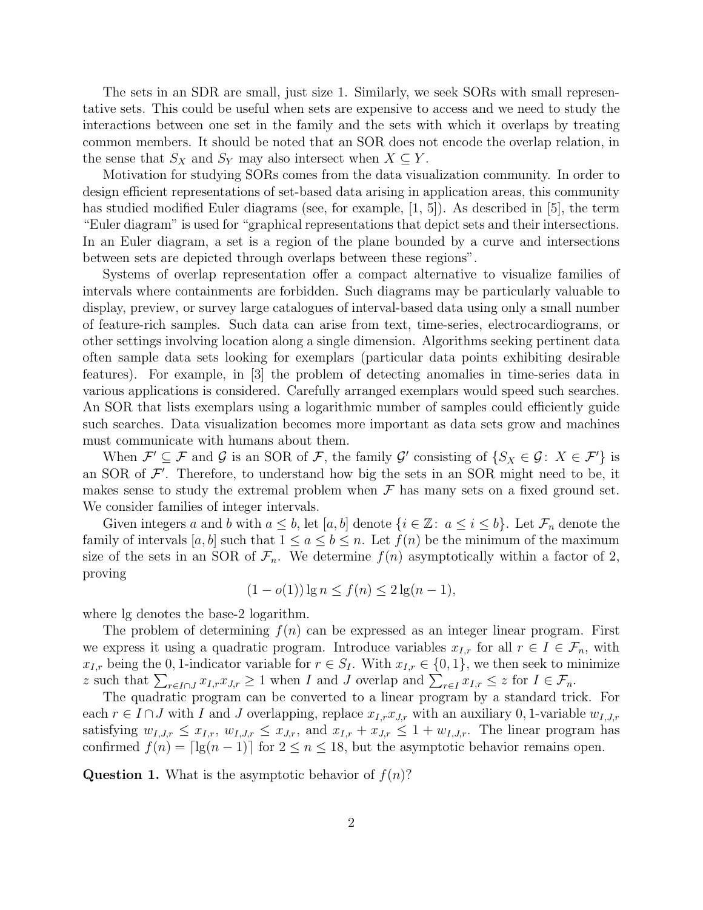The sets in an SDR are small, just size 1. Similarly, we seek SORs with small representative sets. This could be useful when sets are expensive to access and we need to study the interactions between one set in the family and the sets with which it overlaps by treating common members. It should be noted that an SOR does not encode the overlap relation, in the sense that $S_X$ and $S_Y$ may also intersect when $X \subseteq Y$.

Motivation for studying SORs comes from the data visualization community. In order to design efficient representations of set-based data arising in application areas, this community has studied modified Euler diagrams (see, for example, [1, 5]). As described in [5], the term "Euler diagram" is used for "graphical representations that depict sets and their intersections. In an Euler diagram, a set is a region of the plane bounded by a curve and intersections between sets are depicted through overlaps between these regions".

Systems of overlap representation offer a compact alternative to visualize families of intervals where containments are forbidden. Such diagrams may be particularly valuable to display, preview, or survey large catalogues of interval-based data using only a small number of feature-rich samples. Such data can arise from text, time-series, electrocardiograms, or other settings involving location along a single dimension. Algorithms seeking pertinent data often sample data sets looking for exemplars (particular data points exhibiting desirable features). For example, in [3] the problem of detecting anomalies in time-series data in various applications is considered. Carefully arranged exemplars would speed such searches. An SOR that lists exemplars using a logarithmic number of samples could efficiently guide such searches. Data visualization becomes more important as data sets grow and machines must communicate with humans about them.

When $\mathcal{F}' \subseteq \mathcal{F}$ and $\mathcal{G}$ is an SOR of $\mathcal{F}$, the family $\mathcal{G}'$ consisting of $\{S_X \in \mathcal{G} \colon X \in \mathcal{F}'\}$ is an SOR of $\mathcal{F}'$. Therefore, to understand how big the sets in an SOR might need to be, it makes sense to study the extremal problem when $\mathcal{F}$ has many sets on a fixed ground set. We consider families of integer intervals.

Given integers $a$ and $b$ with $a \le b$, let $[a,b]$ denote $\{i \in \mathbb{Z} \colon a \le i \le b\}$. Let $\mathcal{F}_n$ denote the family of intervals $[a,b]$ such that $1 \le a \le b \le n$. Let $f(n)$ be the minimum of the maximum size of the sets in an SOR of $\mathcal{F}_n$. We determine $f(n)$ asymptotically within a factor of 2, proving

$$(1 - o(1)) \lg n \le f(n) \le 2 \lg(n-1),$$

where lg denotes the base-2 logarithm.

The problem of determining $f(n)$ can be expressed as an integer linear program. First we express it using a quadratic program. Introduce variables $x_{I,r}$ for all $r \in I \in \mathcal{F}_n$, with $x_{I,r}$ being the 0, 1-indicator variable for $r \in S_I$. With $x_{I,r} \in \{0,1\}$, we then seek to minimize $z$ such that $\sum_{r \in I \cap J} x_{I,r} x_{J,r} \ge 1$ when $I$ and $J$ overlap and $\sum_{r \in I} x_{I,r} \le z$ for $I \in \mathcal{F}_n$.

The quadratic program can be converted to a linear program by a standard trick. For each $r \in I \cap J$ with $I$ and $J$ overlapping, replace $x_{I,r} x_{J,r}$ with an auxiliary 0, 1-variable $w_{I,J,r}$ satisfying $w_{I,J,r} \le x_{I,r}$, $w_{I,J,r} \le x_{J,r}$, and $x_{I,r} + x_{J,r} \le 1 + w_{I,J,r}$. The linear program has confirmed $f(n) = \lceil \lg(n-1) \rceil$ for $2 \le n \le 18$, but the asymptotic behavior remains open.

**Question 1.** What is the asymptotic behavior of $f(n)$?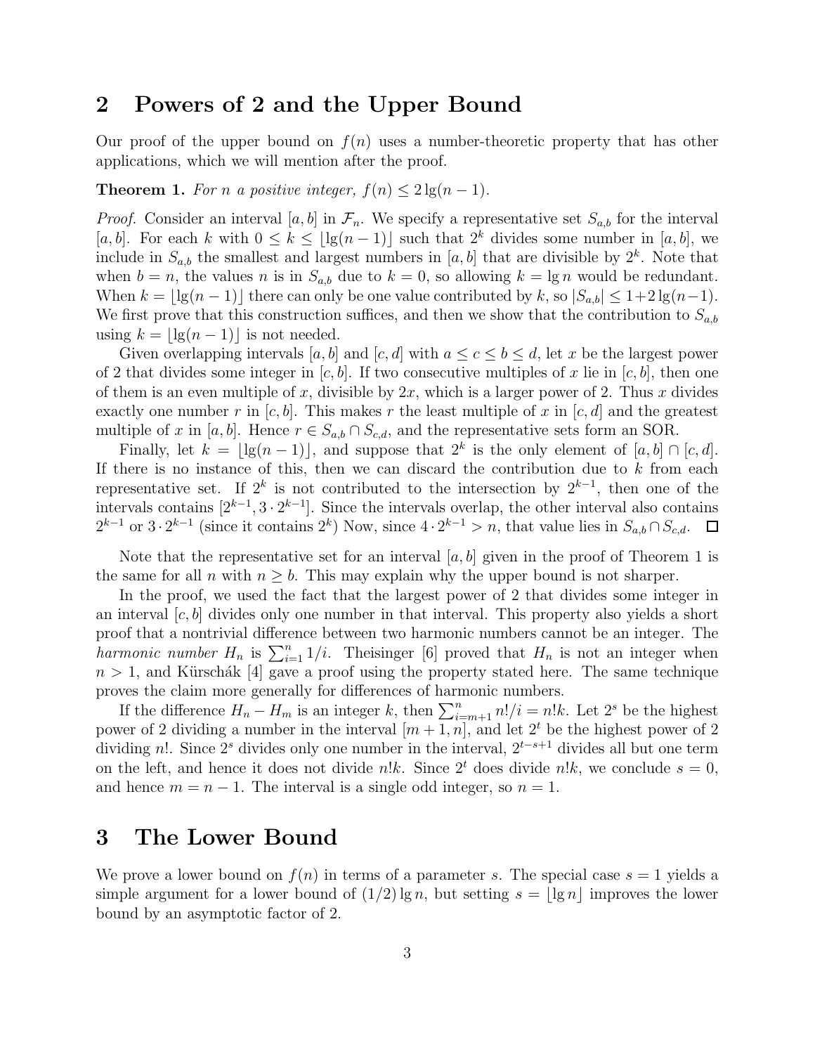## 2 Powers of 2 and the Upper Bound

Our proof of the upper bound on $f(n)$ uses a number-theoretic property that has other applications, which we will mention after the proof.

**Theorem 1.** *For $n$ a positive integer, $f(n) \le 2\lg(n-1)$.*

*Proof.* Consider an interval $[a,b]$ in $\mathcal{F}_n$. We specify a representative set $S_{a,b}$ for the interval $[a,b]$. For each $k$ with $0 \le k \le \lfloor \lg(n-1) \rfloor$ such that $2^k$ divides some number in $[a,b]$, we include in $S_{a,b}$ the smallest and largest numbers in $[a,b]$ that are divisible by $2^k$. Note that when $b = n$, the values $n$ is in $S_{a,b}$ due to $k = 0$, so allowing $k = \lg n$ would be redundant. When $k = \lfloor \lg(n-1) \rfloor$ there can only be one value contributed by $k$, so $|S_{a,b}| \le 1 + 2\lg(n-1)$. We first prove that this construction suffices, and then we show that the contribution to $S_{a,b}$ using $k = \lfloor \lg(n-1) \rfloor$ is not needed.

Given overlapping intervals $[a,b]$ and $[c,d]$ with $a \le c \le b \le d$, let $x$ be the largest power of 2 that divides some integer in $[c,b]$. If two consecutive multiples of $x$ lie in $[c,b]$, then one of them is an even multiple of $x$, divisible by $2x$, which is a larger power of 2. Thus $x$ divides exactly one number $r$ in $[c,b]$. This makes $r$ the least multiple of $x$ in $[c,d]$ and the greatest multiple of $x$ in $[a,b]$. Hence $r \in S_{a,b} \cap S_{c,d}$, and the representative sets form an SOR.

Finally, let $k = \lfloor \lg(n-1) \rfloor$, and suppose that $2^k$ is the only element of $[a,b] \cap [c,d]$. If there is no instance of this, then we can discard the contribution due to $k$ from each representative set. If $2^k$ is not contributed to the intersection by $2^{k-1}$, then one of the intervals contains $[2^{k-1}, 3 \cdot 2^{k-1}]$. Since the intervals overlap, the other interval also contains $2^{k-1}$ or $3 \cdot 2^{k-1}$ (since it contains $2^k$) Now, since $4 \cdot 2^{k-1} > n$, that value lies in $S_{a,b} \cap S_{c,d}$. $\square$

Note that the representative set for an interval $[a,b]$ given in the proof of Theorem 1 is the same for all $n$ with $n \ge b$. This may explain why the upper bound is not sharper.

In the proof, we used the fact that the largest power of 2 that divides some integer in an interval $[c,b]$ divides only one number in that interval. This property also yields a short proof that a nontrivial difference between two harmonic numbers cannot be an integer. The *harmonic number* $H_n$ is $\sum_{i=1}^{n} 1/i$. Theisinger [6] proved that $H_n$ is not an integer when $n > 1$, and Kürschák [4] gave a proof using the property stated here. The same technique proves the claim more generally for differences of harmonic numbers.

If the difference $H_n - H_m$ is an integer $k$, then $\sum_{i=m+1}^{n} n!/i = n!k$. Let $2^s$ be the highest power of 2 dividing a number in the interval $[m+1, n]$, and let $2^t$ be the highest power of 2 dividing $n!$. Since $2^s$ divides only one number in the interval, $2^{t-s+1}$ divides all but one term on the left, and hence it does not divide $n!k$. Since $2^t$ does divide $n!k$, we conclude $s = 0$, and hence $m = n-1$. The interval is a single odd integer, so $n = 1$.

## 3 The Lower Bound

We prove a lower bound on $f(n)$ in terms of a parameter $s$. The special case $s = 1$ yields a simple argument for a lower bound of $(1/2)\lg n$, but setting $s = \lfloor \lg n \rfloor$ improves the lower bound by an asymptotic factor of 2.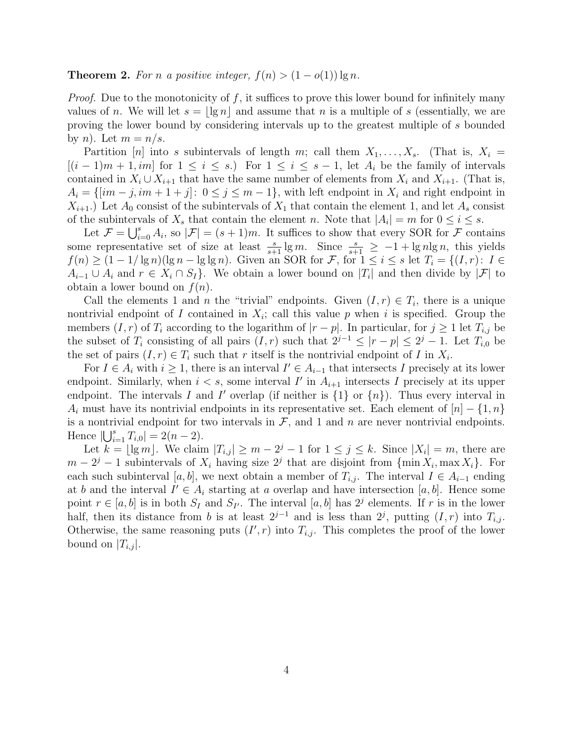**Theorem 2.** *For $n$ a positive integer, $f(n) > (1 - o(1)) \lg n$.*

*Proof.* Due to the monotonicity of $f$, it suffices to prove this lower bound for infinitely many values of $n$. We will let $s = \lfloor \lg n \rfloor$ and assume that $n$ is a multiple of $s$ (essentially, we are proving the lower bound by considering intervals up to the greatest multiple of $s$ bounded by $n$). Let $m = n/s$.

Partition $[n]$ into $s$ subintervals of length $m$; call them $X_1, \ldots, X_s$. (That is, $X_i = [(i-1)m + 1, im]$ for $1 \leq i \leq s$.) For $1 \leq i \leq s-1$, let $A_i$ be the family of intervals contained in $X_i \cup X_{i+1}$ that have the same number of elements from $X_i$ and $X_{i+1}$. (That is, $A_i = \{[im - j, im + 1 + j] \colon 0 \leq j \leq m-1\}$, with left endpoint in $X_i$ and right endpoint in $X_{i+1}$.) Let $A_0$ consist of the subintervals of $X_1$ that contain the element 1, and let $A_s$ consist of the subintervals of $X_s$ that contain the element $n$. Note that $|A_i| = m$ for $0 \leq i \leq s$.

Let $\mathcal{F} = \bigcup_{i=0}^{s} A_i$, so $|\mathcal{F}| = (s+1)m$. It suffices to show that every SOR for $\mathcal{F}$ contains some representative set of size at least $\frac{s}{s+1} \lg m$. Since $\frac{s}{s+1} \geq -1 + \lg n \lg n$, this yields $f(n) \geq (1 - 1/\lg n)(\lg n - \lg \lg n)$. Given an SOR for $\mathcal{F}$, for $1 \leq i \leq s$ let $T_i = \{(I, r) \colon I \in A_{i-1} \cup A_i \text{ and } r \in X_i \cap S_I\}$. We obtain a lower bound on $|T_i|$ and then divide by $|\mathcal{F}|$ to obtain a lower bound on $f(n)$.

Call the elements 1 and $n$ the "trivial" endpoints. Given $(I, r) \in T_i$, there is a unique nontrivial endpoint of $I$ contained in $X_i$; call this value $p$ when $i$ is specified. Group the members $(I, r)$ of $T_i$ according to the logarithm of $|r - p|$. In particular, for $j \geq 1$ let $T_{i,j}$ be the subset of $T_i$ consisting of all pairs $(I, r)$ such that $2^{j-1} \leq |r - p| \leq 2^j - 1$. Let $T_{i,0}$ be the set of pairs $(I, r) \in T_i$ such that $r$ itself is the nontrivial endpoint of $I$ in $X_i$.

For $I \in A_i$ with $i \geq 1$, there is an interval $I' \in A_{i-1}$ that intersects $I$ precisely at its lower endpoint. Similarly, when $i < s$, some interval $I'$ in $A_{i+1}$ intersects $I$ precisely at its upper endpoint. The intervals $I$ and $I'$ overlap (if neither is $\{1\}$ or $\{n\}$). Thus every interval in $A_i$ must have its nontrivial endpoints in its representative set. Each element of $[n] - \{1, n\}$ is a nontrivial endpoint for two intervals in $\mathcal{F}$, and 1 and $n$ are never nontrivial endpoints. Hence $|\bigcup_{i=1}^{s} T_{i,0}| = 2(n-2)$.

Let $k = \lfloor \lg m \rfloor$. We claim $|T_{i,j}| \geq m - 2^j - 1$ for $1 \leq j \leq k$. Since $|X_i| = m$, there are $m - 2^j - 1$ subintervals of $X_i$ having size $2^j$ that are disjoint from $\{\min X_i, \max X_i\}$. For each such subinterval $[a, b]$, we next obtain a member of $T_{i,j}$. The interval $I \in A_{i-1}$ ending at $b$ and the interval $I' \in A_i$ starting at $a$ overlap and have intersection $[a, b]$. Hence some point $r \in [a, b]$ is in both $S_I$ and $S_{I'}$. The interval $[a, b]$ has $2^j$ elements. If $r$ is in the lower half, then its distance from $b$ is at least $2^{j-1}$ and is less than $2^j$, putting $(I, r)$ into $T_{i,j}$. Otherwise, the same reasoning puts $(I', r)$ into $T_{i,j}$. This completes the proof of the lower bound on $|T_{i,j}|$.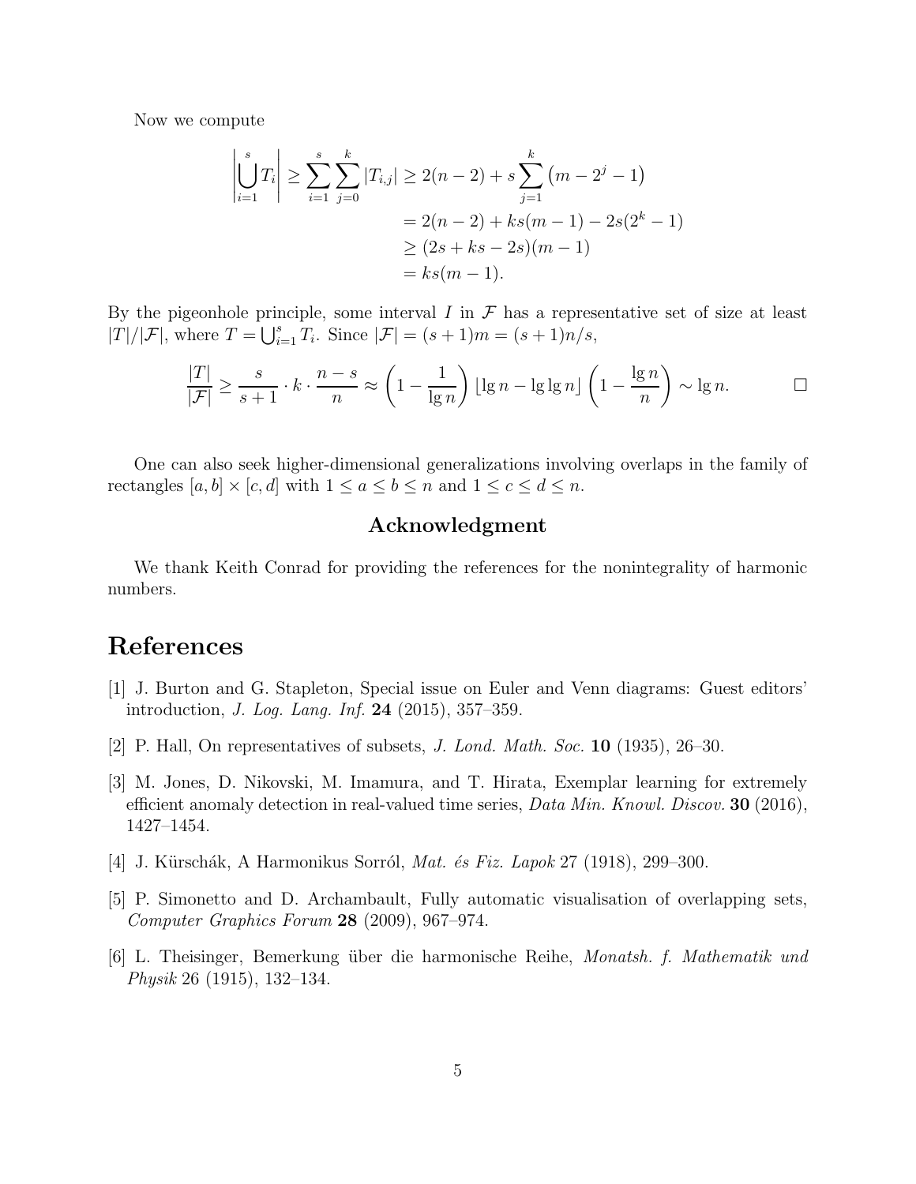Now we compute

$$
\begin{aligned}
\left|\bigcup_{i=1}^{s} T_i\right| \geq \sum_{i=1}^{s}\sum_{j=0}^{k} |T_{i,j}| &\geq 2(n-2) + s\sum_{j=1}^{k}\left(m - 2^j - 1\right) \\
&= 2(n-2) + ks(m-1) - 2s(2^k - 1) \\
&\geq (2s + ks - 2s)(m-1) \\
&= ks(m-1).
\end{aligned}
$$

By the pigeonhole principle, some interval $I$ in $\mathcal{F}$ has a representative set of size at least $|T|/|\mathcal{F}|$, where $T = \bigcup_{i=1}^{s} T_i$. Since $|\mathcal{F}| = (s+1)m = (s+1)n/s$,

$$
\frac{|T|}{|\mathcal{F}|} \geq \frac{s}{s+1} \cdot k \cdot \frac{n-s}{n} \approx \left(1 - \frac{1}{\lg n}\right) \lfloor \lg n - \lg \lg n \rfloor \left(1 - \frac{\lg n}{n}\right) \sim \lg n. \qquad \square
$$

One can also seek higher-dimensional generalizations involving overlaps in the family of rectangles $[a, b] \times [c, d]$ with $1 \leq a \leq b \leq n$ and $1 \leq c \leq d \leq n$.

## Acknowledgment

We thank Keith Conrad for providing the references for the nonintegrality of harmonic numbers.

# References

[1] J. Burton and G. Stapleton, Special issue on Euler and Venn diagrams: Guest editors' introduction, *J. Log. Lang. Inf.* **24** (2015), 357–359.

[2] P. Hall, On representatives of subsets, *J. Lond. Math. Soc.* **10** (1935), 26–30.

[3] M. Jones, D. Nikovski, M. Imamura, and T. Hirata, Exemplar learning for extremely efficient anomaly detection in real-valued time series, *Data Min. Knowl. Discov.* **30** (2016), 1427–1454.

[4] J. Kürschák, A Harmonikus Sorról, *Mat. és Fiz. Lapok* 27 (1918), 299–300.

[5] P. Simonetto and D. Archambault, Fully automatic visualisation of overlapping sets, *Computer Graphics Forum* **28** (2009), 967–974.

[6] L. Theisinger, Bemerkung über die harmonische Reihe, *Monatsh. f. Mathematik und Physik* 26 (1915), 132–134.